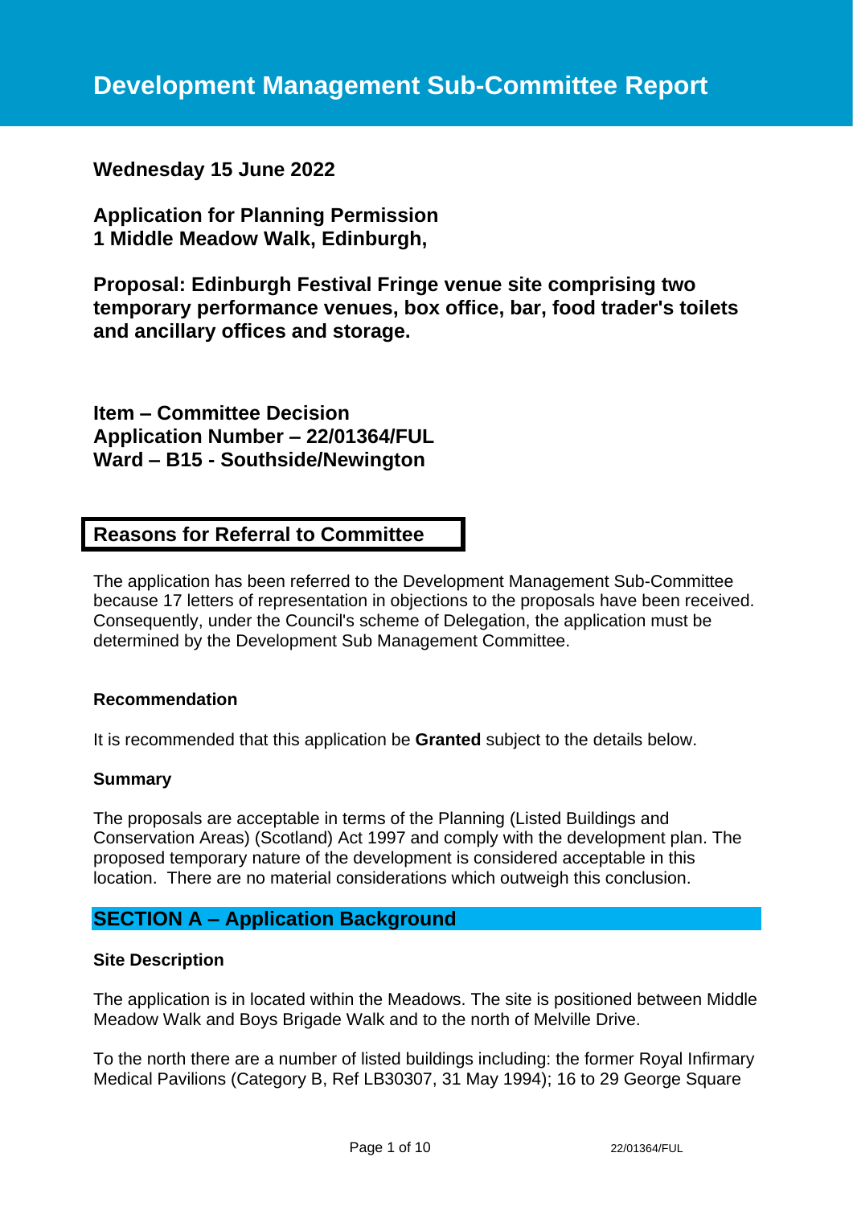# Development Management Sub-Committee Report

**Wednesday 15 June 2022**

**Application for Planning Permission**
**1 Middle Meadow Walk, Edinburgh,**

**Proposal: Edinburgh Festival Fringe venue site comprising two temporary performance venues, box office, bar, food trader's toilets and ancillary offices and storage.**

**Item – Committee Decision**
**Application Number – 22/01364/FUL**
**Ward – B15 - Southside/Newington**

## Reasons for Referral to Committee

The application has been referred to the Development Management Sub-Committee because 17 letters of representation in objections to the proposals have been received. Consequently, under the Council's scheme of Delegation, the application must be determined by the Development Sub Management Committee.

### Recommendation

It is recommended that this application be **Granted** subject to the details below.

### Summary

The proposals are acceptable in terms of the Planning (Listed Buildings and Conservation Areas) (Scotland) Act 1997 and comply with the development plan. The proposed temporary nature of the development is considered acceptable in this location. There are no material considerations which outweigh this conclusion.

## SECTION A – Application Background

### Site Description

The application is in located within the Meadows. The site is positioned between Middle Meadow Walk and Boys Brigade Walk and to the north of Melville Drive.

To the north there are a number of listed buildings including: the former Royal Infirmary Medical Pavilions (Category B, Ref LB30307, 31 May 1994); 16 to 29 George Square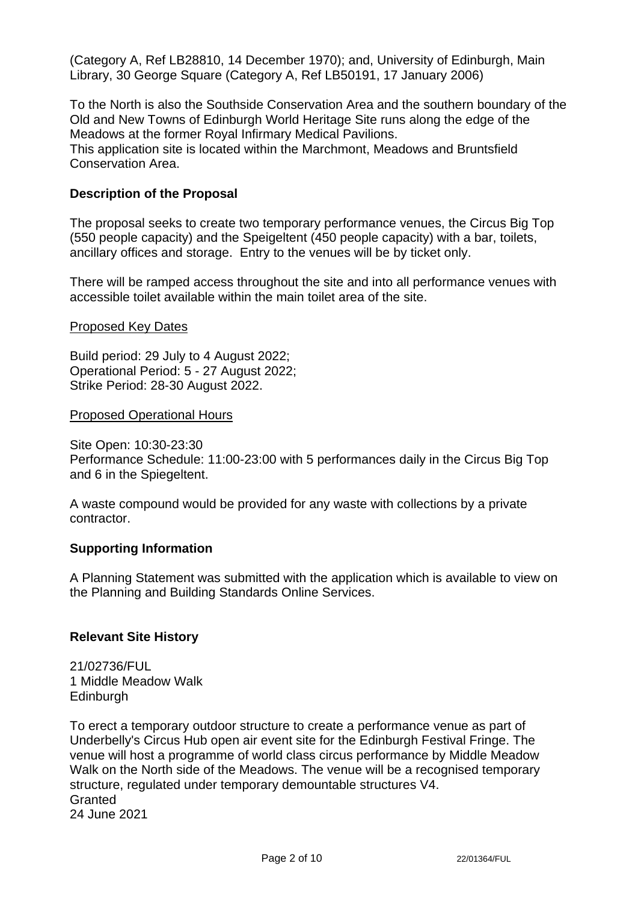(Category A, Ref LB28810, 14 December 1970); and, University of Edinburgh, Main Library, 30 George Square (Category A, Ref LB50191, 17 January 2006)

To the North is also the Southside Conservation Area and the southern boundary of the Old and New Towns of Edinburgh World Heritage Site runs along the edge of the Meadows at the former Royal Infirmary Medical Pavilions.
This application site is located within the Marchmont, Meadows and Bruntsfield Conservation Area.

## Description of the Proposal

The proposal seeks to create two temporary performance venues, the Circus Big Top (550 people capacity) and the Speigeltent (450 people capacity) with a bar, toilets, ancillary offices and storage. Entry to the venues will be by ticket only.

There will be ramped access throughout the site and into all performance venues with accessible toilet available within the main toilet area of the site.

### Proposed Key Dates

Build period: 29 July to 4 August 2022;
Operational Period: 5 - 27 August 2022;
Strike Period: 28-30 August 2022.

### Proposed Operational Hours

Site Open: 10:30-23:30
Performance Schedule: 11:00-23:00 with 5 performances daily in the Circus Big Top and 6 in the Spiegeltent.

A waste compound would be provided for any waste with collections by a private contractor.

## Supporting Information

A Planning Statement was submitted with the application which is available to view on the Planning and Building Standards Online Services.

## Relevant Site History

21/02736/FUL
1 Middle Meadow Walk
Edinburgh

To erect a temporary outdoor structure to create a performance venue as part of Underbelly's Circus Hub open air event site for the Edinburgh Festival Fringe. The venue will host a programme of world class circus performance by Middle Meadow Walk on the North side of the Meadows. The venue will be a recognised temporary structure, regulated under temporary demountable structures V4.
Granted
24 June 2021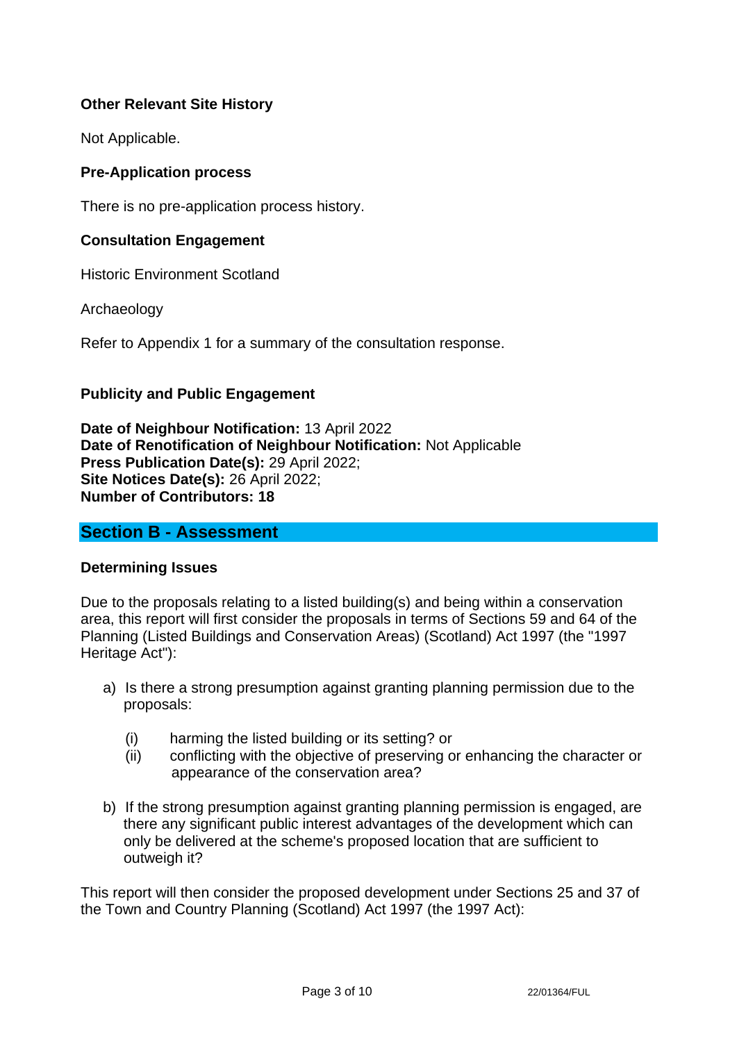**Other Relevant Site History**

Not Applicable.

**Pre-Application process**

There is no pre-application process history.

**Consultation Engagement**

Historic Environment Scotland

Archaeology

Refer to Appendix 1 for a summary of the consultation response.

**Publicity and Public Engagement**

**Date of Neighbour Notification:** 13 April 2022
**Date of Renotification of Neighbour Notification:** Not Applicable
**Press Publication Date(s):** 29 April 2022;
**Site Notices Date(s):** 26 April 2022;
**Number of Contributors: 18**

## Section B - Assessment

**Determining Issues**

Due to the proposals relating to a listed building(s) and being within a conservation area, this report will first consider the proposals in terms of Sections 59 and 64 of the Planning (Listed Buildings and Conservation Areas) (Scotland) Act 1997 (the "1997 Heritage Act"):

a) Is there a strong presumption against granting planning permission due to the proposals:

   (i) harming the listed building or its setting? or
   (ii) conflicting with the objective of preserving or enhancing the character or appearance of the conservation area?

b) If the strong presumption against granting planning permission is engaged, are there any significant public interest advantages of the development which can only be delivered at the scheme's proposed location that are sufficient to outweigh it?

This report will then consider the proposed development under Sections 25 and 37 of the Town and Country Planning (Scotland) Act 1997 (the 1997 Act):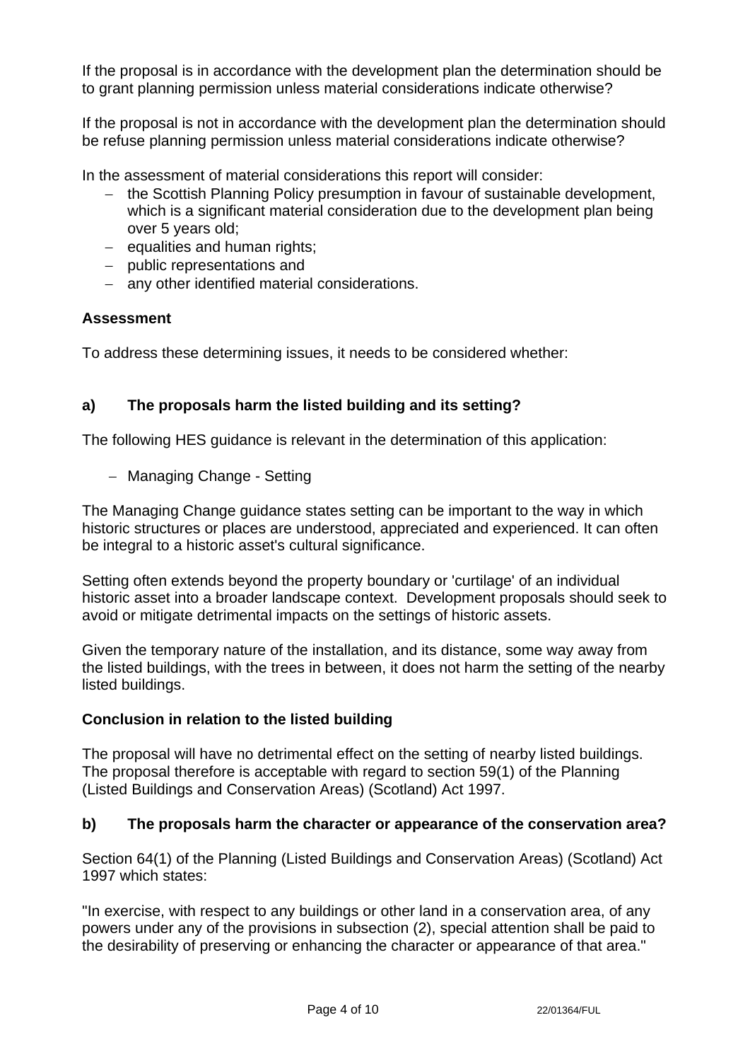If the proposal is in accordance with the development plan the determination should be to grant planning permission unless material considerations indicate otherwise?

If the proposal is not in accordance with the development plan the determination should be refuse planning permission unless material considerations indicate otherwise?

In the assessment of material considerations this report will consider:

- the Scottish Planning Policy presumption in favour of sustainable development, which is a significant material consideration due to the development plan being over 5 years old;
- equalities and human rights;
- public representations and
- any other identified material considerations.

**Assessment**

To address these determining issues, it needs to be considered whether:

**a) The proposals harm the listed building and its setting?**

The following HES guidance is relevant in the determination of this application:

- Managing Change - Setting

The Managing Change guidance states setting can be important to the way in which historic structures or places are understood, appreciated and experienced. It can often be integral to a historic asset's cultural significance.

Setting often extends beyond the property boundary or 'curtilage' of an individual historic asset into a broader landscape context. Development proposals should seek to avoid or mitigate detrimental impacts on the settings of historic assets.

Given the temporary nature of the installation, and its distance, some way away from the listed buildings, with the trees in between, it does not harm the setting of the nearby listed buildings.

**Conclusion in relation to the listed building**

The proposal will have no detrimental effect on the setting of nearby listed buildings. The proposal therefore is acceptable with regard to section 59(1) of the Planning (Listed Buildings and Conservation Areas) (Scotland) Act 1997.

**b) The proposals harm the character or appearance of the conservation area?**

Section 64(1) of the Planning (Listed Buildings and Conservation Areas) (Scotland) Act 1997 which states:

"In exercise, with respect to any buildings or other land in a conservation area, of any powers under any of the provisions in subsection (2), special attention shall be paid to the desirability of preserving or enhancing the character or appearance of that area."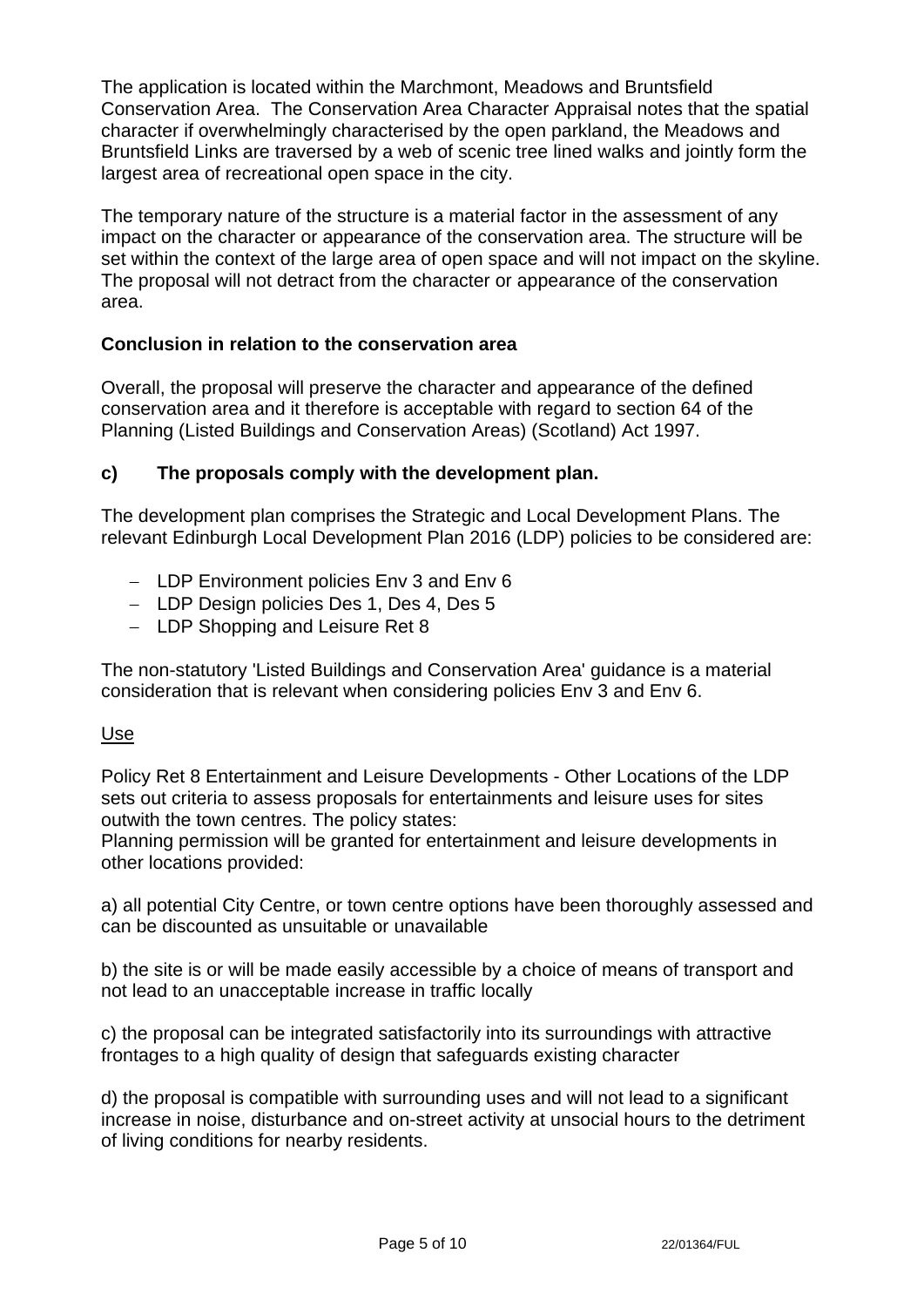The application is located within the Marchmont, Meadows and Bruntsfield Conservation Area. The Conservation Area Character Appraisal notes that the spatial character if overwhelmingly characterised by the open parkland, the Meadows and Bruntsfield Links are traversed by a web of scenic tree lined walks and jointly form the largest area of recreational open space in the city.

The temporary nature of the structure is a material factor in the assessment of any impact on the character or appearance of the conservation area. The structure will be set within the context of the large area of open space and will not impact on the skyline. The proposal will not detract from the character or appearance of the conservation area.

**Conclusion in relation to the conservation area**

Overall, the proposal will preserve the character and appearance of the defined conservation area and it therefore is acceptable with regard to section 64 of the Planning (Listed Buildings and Conservation Areas) (Scotland) Act 1997.

### c) The proposals comply with the development plan.

The development plan comprises the Strategic and Local Development Plans. The relevant Edinburgh Local Development Plan 2016 (LDP) policies to be considered are:

- LDP Environment policies Env 3 and Env 6
- LDP Design policies Des 1, Des 4, Des 5
- LDP Shopping and Leisure Ret 8

The non-statutory 'Listed Buildings and Conservation Area' guidance is a material consideration that is relevant when considering policies Env 3 and Env 6.

<u>Use</u>

Policy Ret 8 Entertainment and Leisure Developments - Other Locations of the LDP sets out criteria to assess proposals for entertainments and leisure uses for sites outwith the town centres. The policy states:
Planning permission will be granted for entertainment and leisure developments in other locations provided:

a) all potential City Centre, or town centre options have been thoroughly assessed and can be discounted as unsuitable or unavailable

b) the site is or will be made easily accessible by a choice of means of transport and not lead to an unacceptable increase in traffic locally

c) the proposal can be integrated satisfactorily into its surroundings with attractive frontages to a high quality of design that safeguards existing character

d) the proposal is compatible with surrounding uses and will not lead to a significant increase in noise, disturbance and on-street activity at unsocial hours to the detriment of living conditions for nearby residents.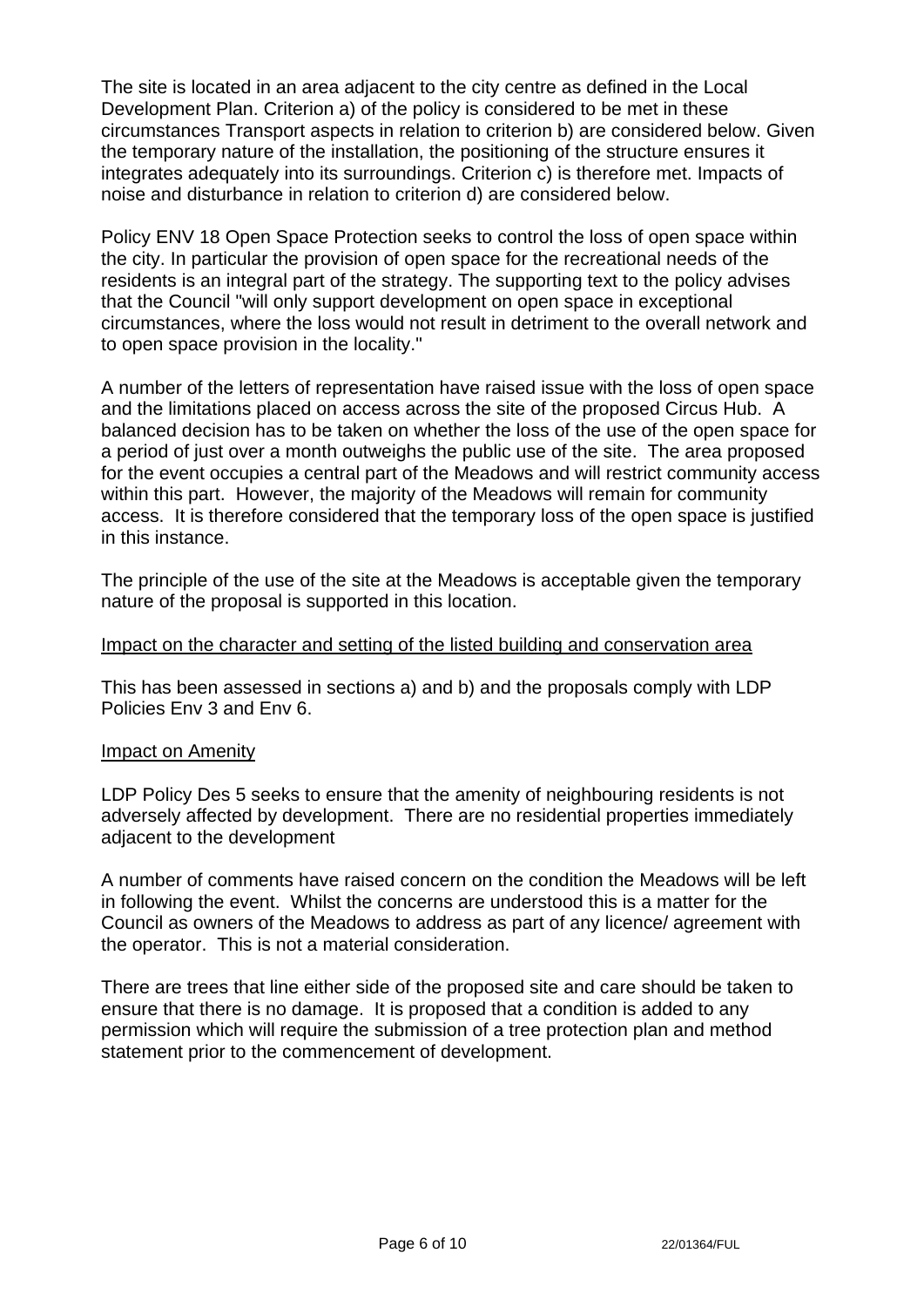The site is located in an area adjacent to the city centre as defined in the Local Development Plan. Criterion a) of the policy is considered to be met in these circumstances Transport aspects in relation to criterion b) are considered below. Given the temporary nature of the installation, the positioning of the structure ensures it integrates adequately into its surroundings. Criterion c) is therefore met. Impacts of noise and disturbance in relation to criterion d) are considered below.

Policy ENV 18 Open Space Protection seeks to control the loss of open space within the city. In particular the provision of open space for the recreational needs of the residents is an integral part of the strategy. The supporting text to the policy advises that the Council "will only support development on open space in exceptional circumstances, where the loss would not result in detriment to the overall network and to open space provision in the locality."

A number of the letters of representation have raised issue with the loss of open space and the limitations placed on access across the site of the proposed Circus Hub. A balanced decision has to be taken on whether the loss of the use of the open space for a period of just over a month outweighs the public use of the site. The area proposed for the event occupies a central part of the Meadows and will restrict community access within this part. However, the majority of the Meadows will remain for community access. It is therefore considered that the temporary loss of the open space is justified in this instance.

The principle of the use of the site at the Meadows is acceptable given the temporary nature of the proposal is supported in this location.

<u>Impact on the character and setting of the listed building and conservation area</u>

This has been assessed in sections a) and b) and the proposals comply with LDP Policies Env 3 and Env 6.

<u>Impact on Amenity</u>

LDP Policy Des 5 seeks to ensure that the amenity of neighbouring residents is not adversely affected by development. There are no residential properties immediately adjacent to the development

A number of comments have raised concern on the condition the Meadows will be left in following the event. Whilst the concerns are understood this is a matter for the Council as owners of the Meadows to address as part of any licence/ agreement with the operator. This is not a material consideration.

There are trees that line either side of the proposed site and care should be taken to ensure that there is no damage. It is proposed that a condition is added to any permission which will require the submission of a tree protection plan and method statement prior to the commencement of development.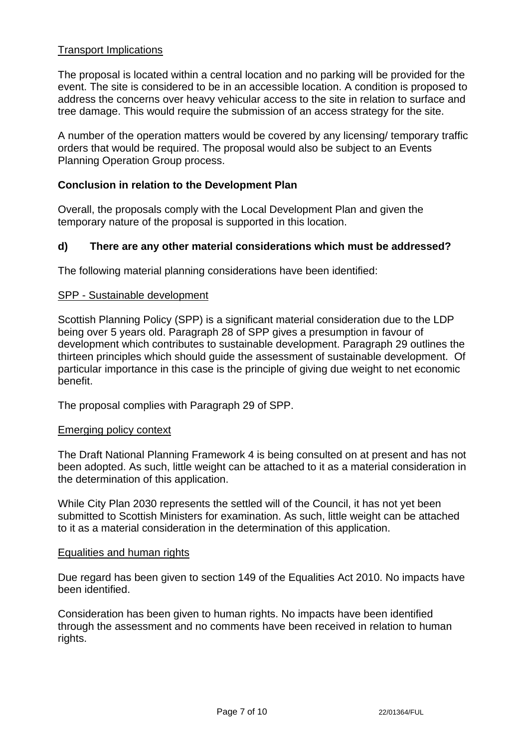Transport Implications

The proposal is located within a central location and no parking will be provided for the event. The site is considered to be in an accessible location. A condition is proposed to address the concerns over heavy vehicular access to the site in relation to surface and tree damage. This would require the submission of an access strategy for the site.

A number of the operation matters would be covered by any licensing/ temporary traffic orders that would be required. The proposal would also be subject to an Events Planning Operation Group process.

**Conclusion in relation to the Development Plan**

Overall, the proposals comply with the Local Development Plan and given the temporary nature of the proposal is supported in this location.

**d) There are any other material considerations which must be addressed?**

The following material planning considerations have been identified:

SPP - Sustainable development

Scottish Planning Policy (SPP) is a significant material consideration due to the LDP being over 5 years old. Paragraph 28 of SPP gives a presumption in favour of development which contributes to sustainable development. Paragraph 29 outlines the thirteen principles which should guide the assessment of sustainable development. Of particular importance in this case is the principle of giving due weight to net economic benefit.

The proposal complies with Paragraph 29 of SPP.

Emerging policy context

The Draft National Planning Framework 4 is being consulted on at present and has not been adopted. As such, little weight can be attached to it as a material consideration in the determination of this application.

While City Plan 2030 represents the settled will of the Council, it has not yet been submitted to Scottish Ministers for examination. As such, little weight can be attached to it as a material consideration in the determination of this application.

Equalities and human rights

Due regard has been given to section 149 of the Equalities Act 2010. No impacts have been identified.

Consideration has been given to human rights. No impacts have been identified through the assessment and no comments have been received in relation to human rights.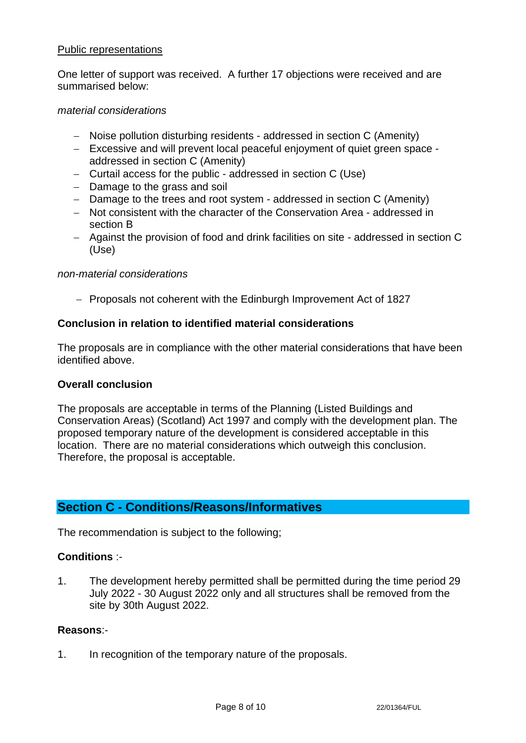<u>Public representations</u>

One letter of support was received. A further 17 objections were received and are summarised below:

*material considerations*

- Noise pollution disturbing residents - addressed in section C (Amenity)
- Excessive and will prevent local peaceful enjoyment of quiet green space - addressed in section C (Amenity)
- Curtail access for the public - addressed in section C (Use)
- Damage to the grass and soil
- Damage to the trees and root system - addressed in section C (Amenity)
- Not consistent with the character of the Conservation Area - addressed in section B
- Against the provision of food and drink facilities on site - addressed in section C (Use)

*non-material considerations*

- Proposals not coherent with the Edinburgh Improvement Act of 1827

**Conclusion in relation to identified material considerations**

The proposals are in compliance with the other material considerations that have been identified above.

**Overall conclusion**

The proposals are acceptable in terms of the Planning (Listed Buildings and Conservation Areas) (Scotland) Act 1997 and comply with the development plan. The proposed temporary nature of the development is considered acceptable in this location. There are no material considerations which outweigh this conclusion. Therefore, the proposal is acceptable.

## Section C - Conditions/Reasons/Informatives

The recommendation is subject to the following;

**Conditions** :-

1. The development hereby permitted shall be permitted during the time period 29 July 2022 - 30 August 2022 only and all structures shall be removed from the site by 30th August 2022.

**Reasons**:-

1. In recognition of the temporary nature of the proposals.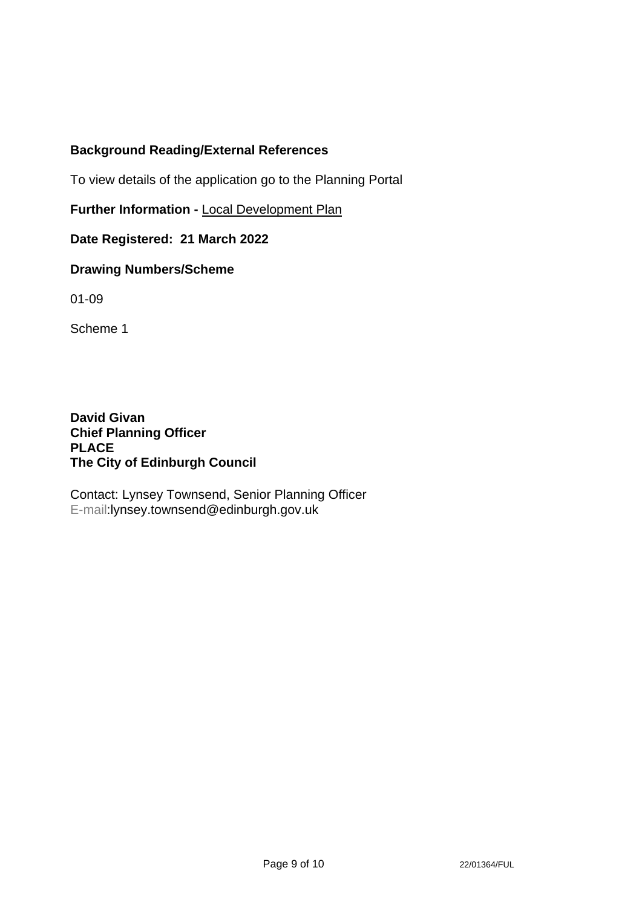## Background Reading/External References

To view details of the application go to the Planning Portal

**Further Information -** Local Development Plan

**Date Registered: 21 March 2022**

**Drawing Numbers/Scheme**

01-09

Scheme 1

**David Givan**
**Chief Planning Officer**
**PLACE**
**The City of Edinburgh Council**

Contact: Lynsey Townsend, Senior Planning Officer
E-mail:lynsey.townsend@edinburgh.gov.uk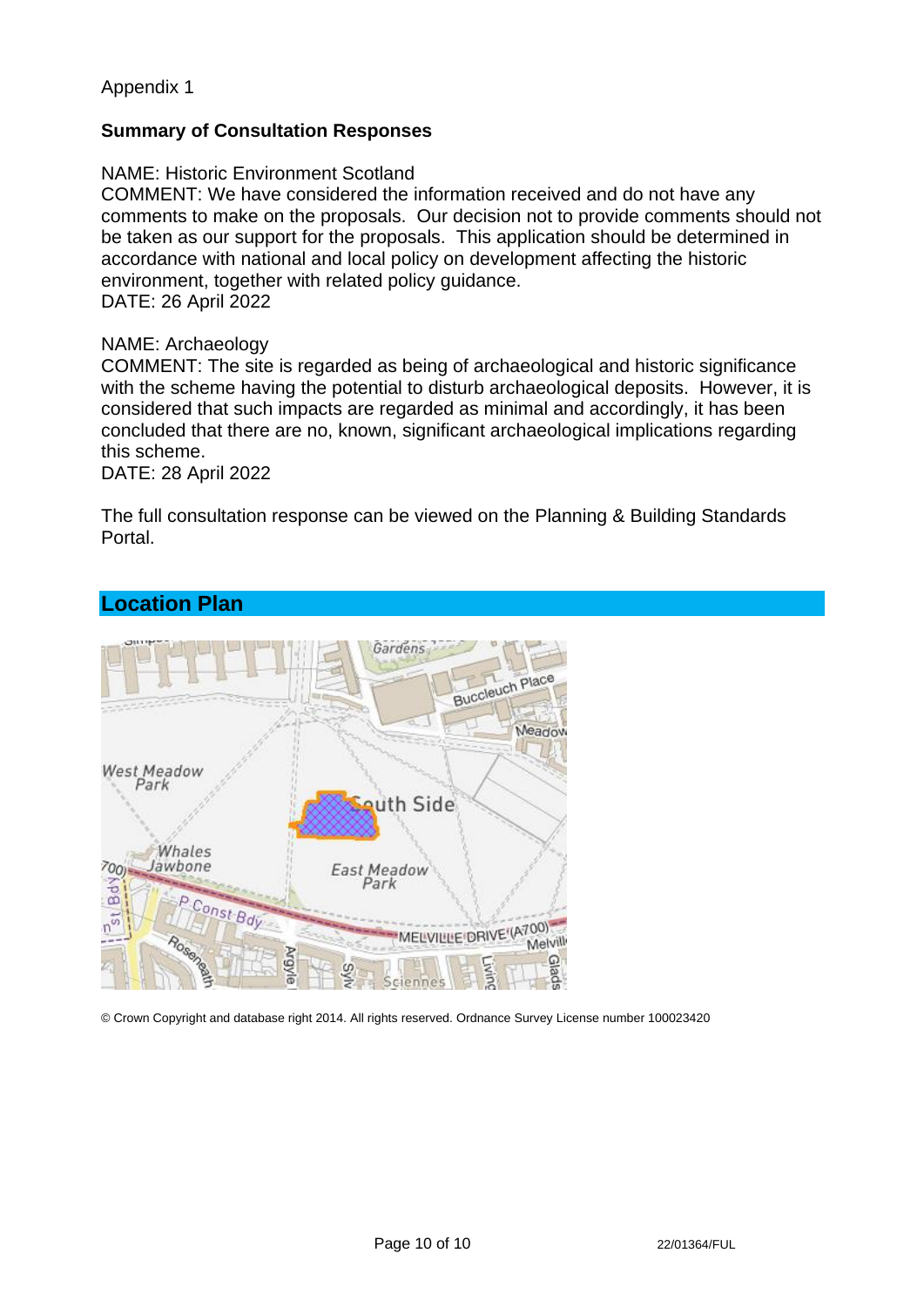Appendix 1

**Summary of Consultation Responses**

NAME: Historic Environment Scotland
COMMENT: We have considered the information received and do not have any comments to make on the proposals. Our decision not to provide comments should not be taken as our support for the proposals. This application should be determined in accordance with national and local policy on development affecting the historic environment, together with related policy guidance.
DATE: 26 April 2022

NAME: Archaeology
COMMENT: The site is regarded as being of archaeological and historic significance with the scheme having the potential to disturb archaeological deposits. However, it is considered that such impacts are regarded as minimal and accordingly, it has been concluded that there are no, known, significant archaeological implications regarding this scheme.
DATE: 28 April 2022

The full consultation response can be viewed on the Planning & Building Standards Portal.

## Location Plan

© Crown Copyright and database right 2014. All rights reserved. Ordnance Survey License number 100023420